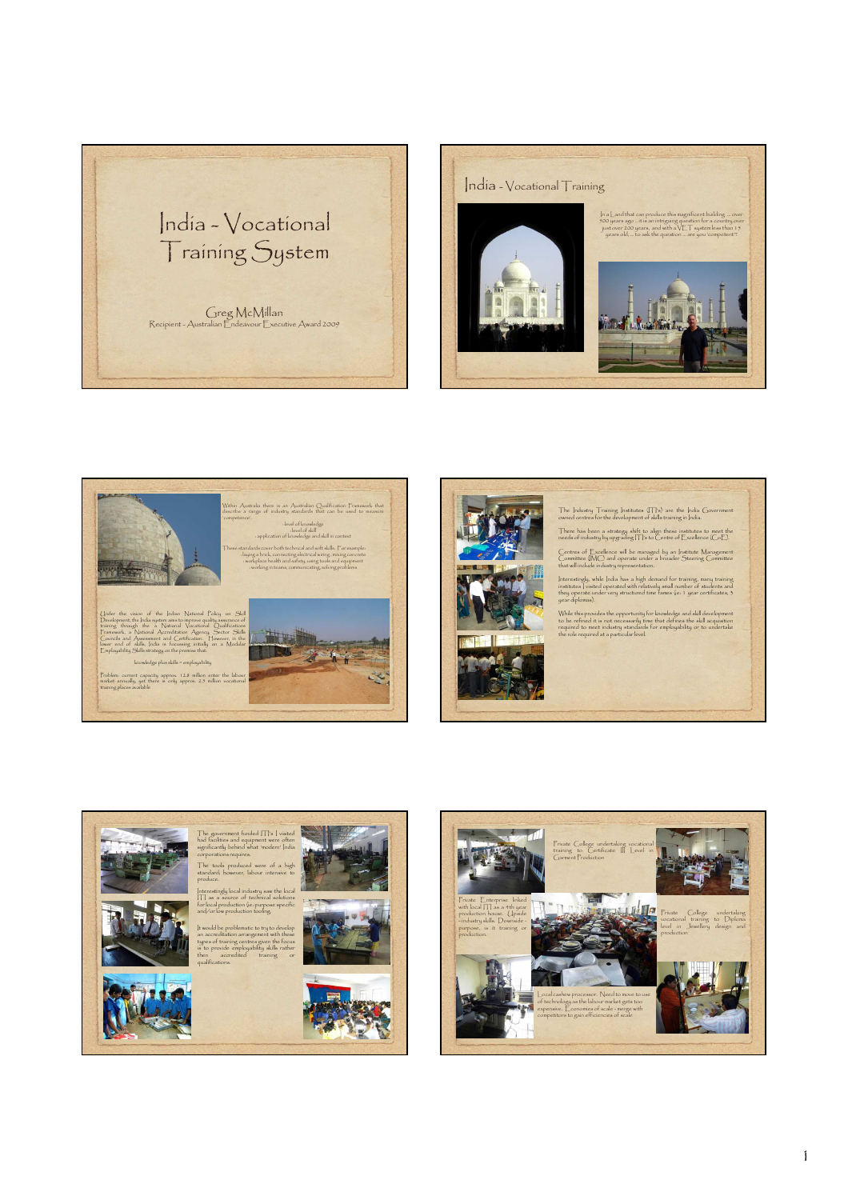# India - Vocational Training System

Greg McMillan
Recipient - Australian Endeavour Executive Award 2009

## India - Vocational Training

In a Land that can produce this magnificent building ... over 300 years ago ... it is an intriguing question for a country over just over 200 years, and with a VET system less than 15 years old ... to ask the question ... are you 'competent'?

---

Within Australia there is an Australian Qualification Framework that describe a range of industry standards that can be used to measure 'competence'.

- level of knowledge
- level of skill
- application of knowledge and skill in context

These standards cover both technical and soft skills. For example:
- laying a brick, connecting electrical wiring, mixing concrete
- workplace health and safety, using tools and equipment
- working in teams, communicating, solving problems

Under the vision of the Indian National Policy on Skill Development, the India system aims to improve quality assurance of training through the a National Vocational Qualifications Framework, a National Accreditation Agency, Sector Skills Councils and Assessment and Certification. However, in the lower end of skills, India is focussing initially on a Modular Employability Skills strategy on the premise that:

knowledge plus skills = employability

Problem: current capacity approx. 12.8 million enter the labour market annually, yet there is only approx. 2.5 million vocational training places available.

---

The Industry Training Institutes (ITI's) are the India Government owned centres for the development of skills training in India.

There has been a strategy shift to align these institutes to meet the needs of industry by upgrading ITI's to Centre of Excellence (CoE).

Centres of Excellence will be managed by an Institute Management Committee (IMC) and operate under a broader Steering Committee that will include industry representation.

Interestingly, while India has a high demand for training, many training institutes I visited operated with relatively small number of students and they operate under very structured time frames (ie: 1 year certificates, 3 year diplomas).

While this provides the opportunity for knowledge and skill development to be refined it is not necessarily time that defines the skill acquisition required to meet industry standards for employability or to undertake the role required at a particular level.

---

The government funded ITI's I visited had facilities and equipment were often significantly behind what 'modern' India corporations require.

The tools produced were of a high standard, however, labour intensive to produce.

Interestingly local industry saw the local ITI as a source of technical solutions for local production (ie: purpose specific and/or low production tooling.

It would be problematic to try to develop an accreditation arrangement with these types of training centres given the focus is to provide employability skills rather then accredited training or qualifications.

---

Private College undertaking vocational training to Certificate III Level in Garment Production

Private Enterprise linked with local ITI as a 4th year production house. Upside - industry skills. Downside - purpose, is it training or production.

Private College undertaking vocational training to Diploma level in Jewellery design and production

Local cashew processor. Need to move to use of technology as the labour market gets too expensive. Economies of scale - merge with competitors to gain efficiencies of scale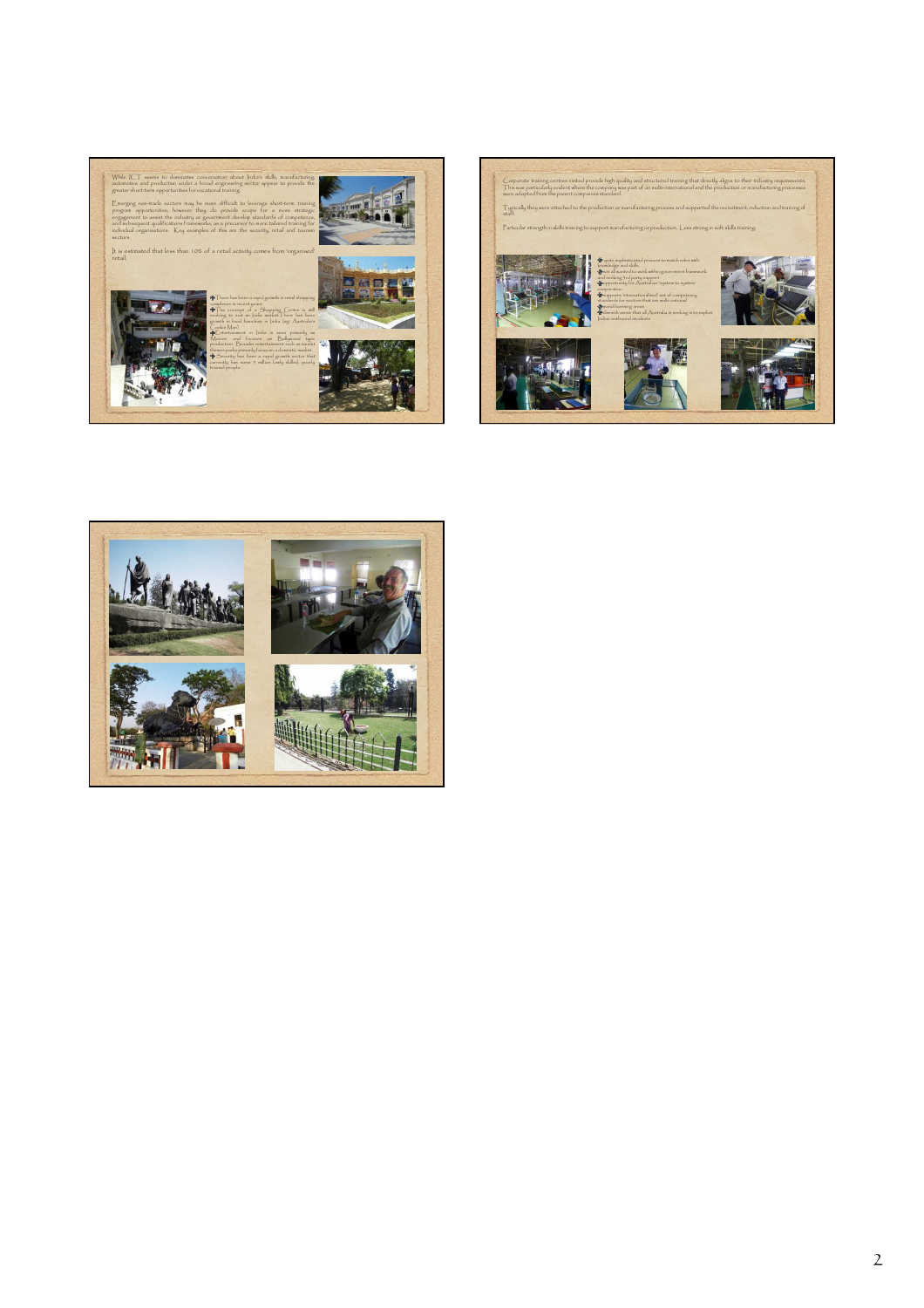While ICT seems to dominate conversation about India's skills, manufacturing, automotive and production under a broad engineering sector appear to provide the greater short-term opportunities for vocational training.

Emerging non-trade sectors may be more difficult to leverage short-term training program opportunities, however they do provide scope for a more strategic engagement to assist the industry or government develop standards of competence, and subsequent qualifications frameworks, as a precursor to more tailored training for individual organisations. Key examples of this are the security, retail and tourism sectors.

It is estimated that less than 10% of a retail activity comes from 'organised' retail.

- There has been a rapid growth in retail shopping complexes in recent years.
- The concept of a Shopping Centre is still evolving to suit an Indian market. There has been growth in food franchises in India (eg: Australia's Cookie Man).
- Entertainment in India is seen primarily as Movies and focuses on Bollywood type production. Broader entertainment such as tourist theme parks primarily focus on a domestic market.
- Security has been a rapid growth sector that currently has some 5 million lowly skilled, poorly trained people.

Corporate training centres visited provide high quality and structured training that directly aligns to their industry requirements. This was particularly evident where the company was part of an multi-international and the production or manufacturing processes were adopted from the parent companies standard.

Typically they were attached to the production or manufacturing process and supported the recruitment, induction and training of staff.

Particular strength in skills training to support manufacturing or production. Less strong in soft skills training.

- quite sophisticated process to match roles with knowledge and skills
- not all wanted to work within government framework and seeking 3rd party support
- opportunity for Australian 'system to system' cooperation
- supports 'internationalised' set of competency standards for sectors that are multi-national
- varied learning areas
- relevant sense that all Australia is seeking is to exploit Indian international students